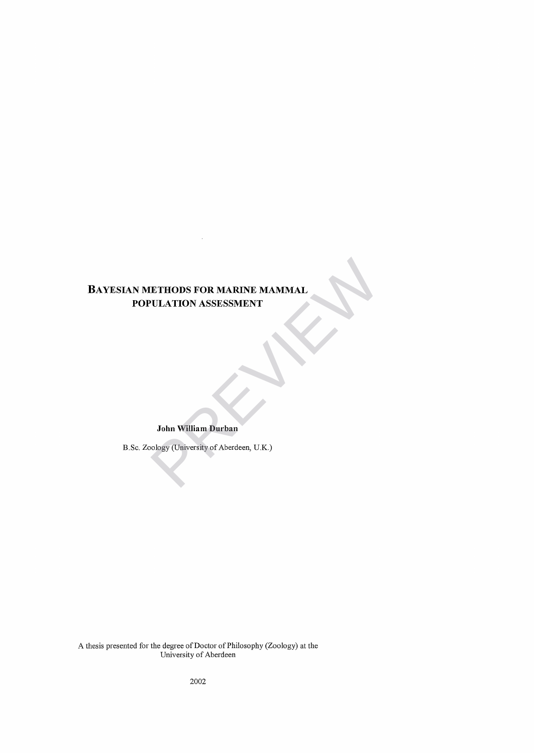# BAYESIAN METHODS FOR MARINE MAMMAL POPULATION ASSESSMENT

**John William Durban**

B.Sc. Zoology (University of Aberdeen, U.K.)

A thesis presented for the degree of Doctor of Philosophy (Zoology) at the University of Aberdeen

2002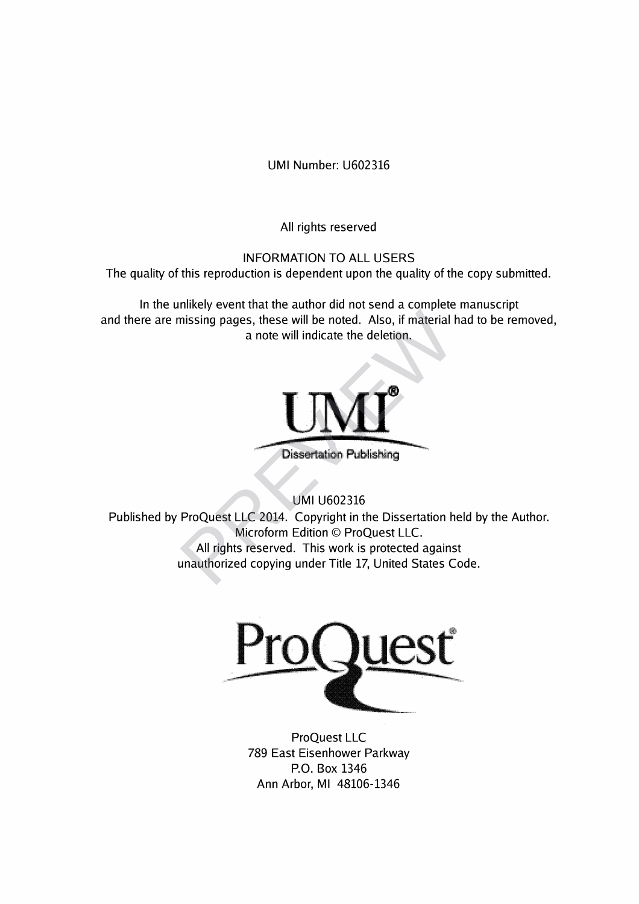UMI Number: U602316

All rights reserved

INFORMATION TO ALL USERS
The quality of this reproduction is dependent upon the quality of the copy submitted.

In the unlikely event that the author did not send a complete manuscript
and there are missing pages, these will be noted. Also, if material had to be removed,
a note will indicate the deletion.

UMI®
Dissertation Publishing

UMI U602316
Published by ProQuest LLC 2014. Copyright in the Dissertation held by the Author.
Microform Edition © ProQuest LLC.
All rights reserved. This work is protected against
unauthorized copying under Title 17, United States Code.

ProQuest®

ProQuest LLC
789 East Eisenhower Parkway
P.O. Box 1346
Ann Arbor, MI 48106-1346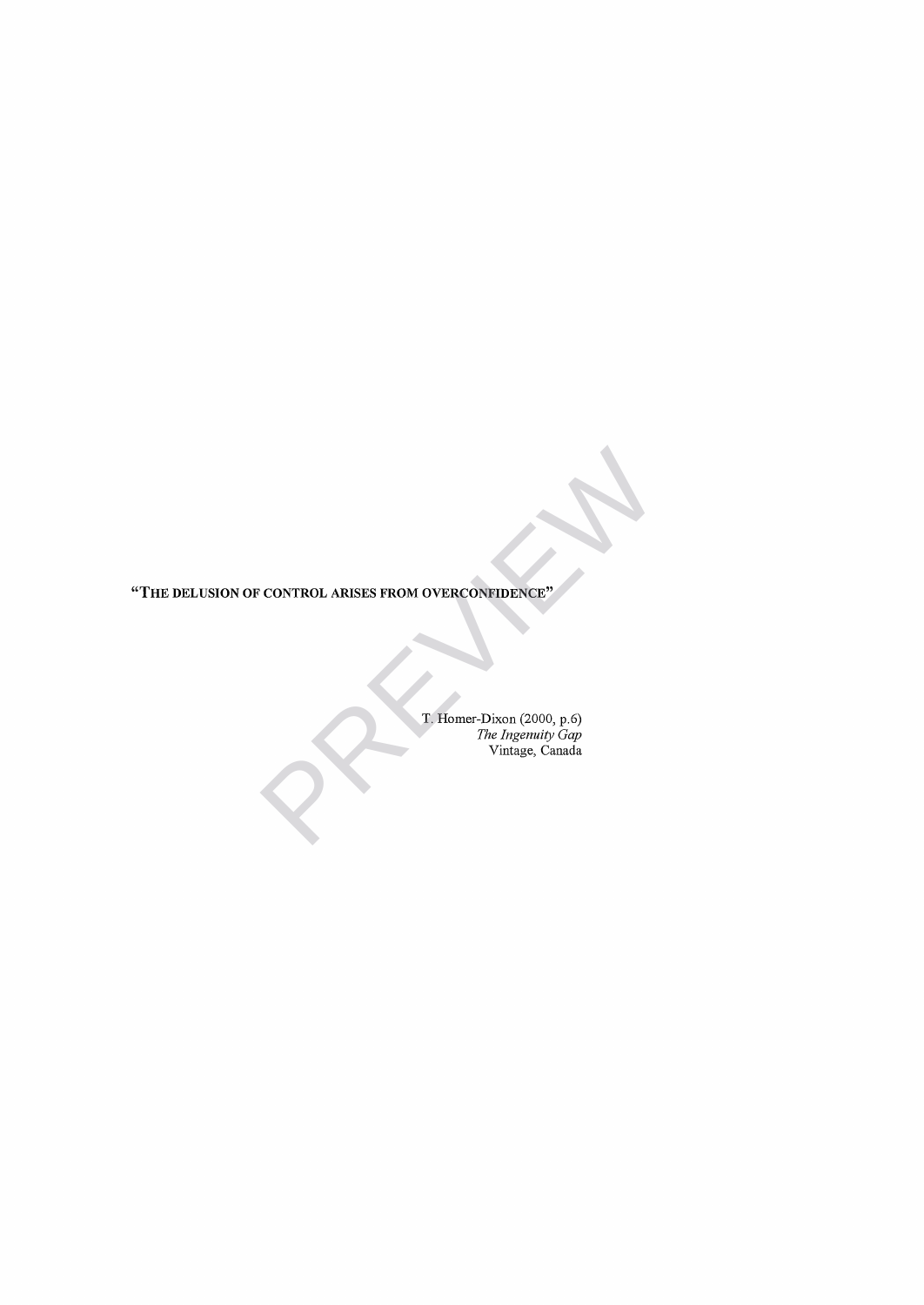"THE DELUSION OF CONTROL ARISES FROM OVERCONFIDENCE"

T. Homer-Dixon (2000, p.6)
*The Ingenuity Gap*
Vintage, Canada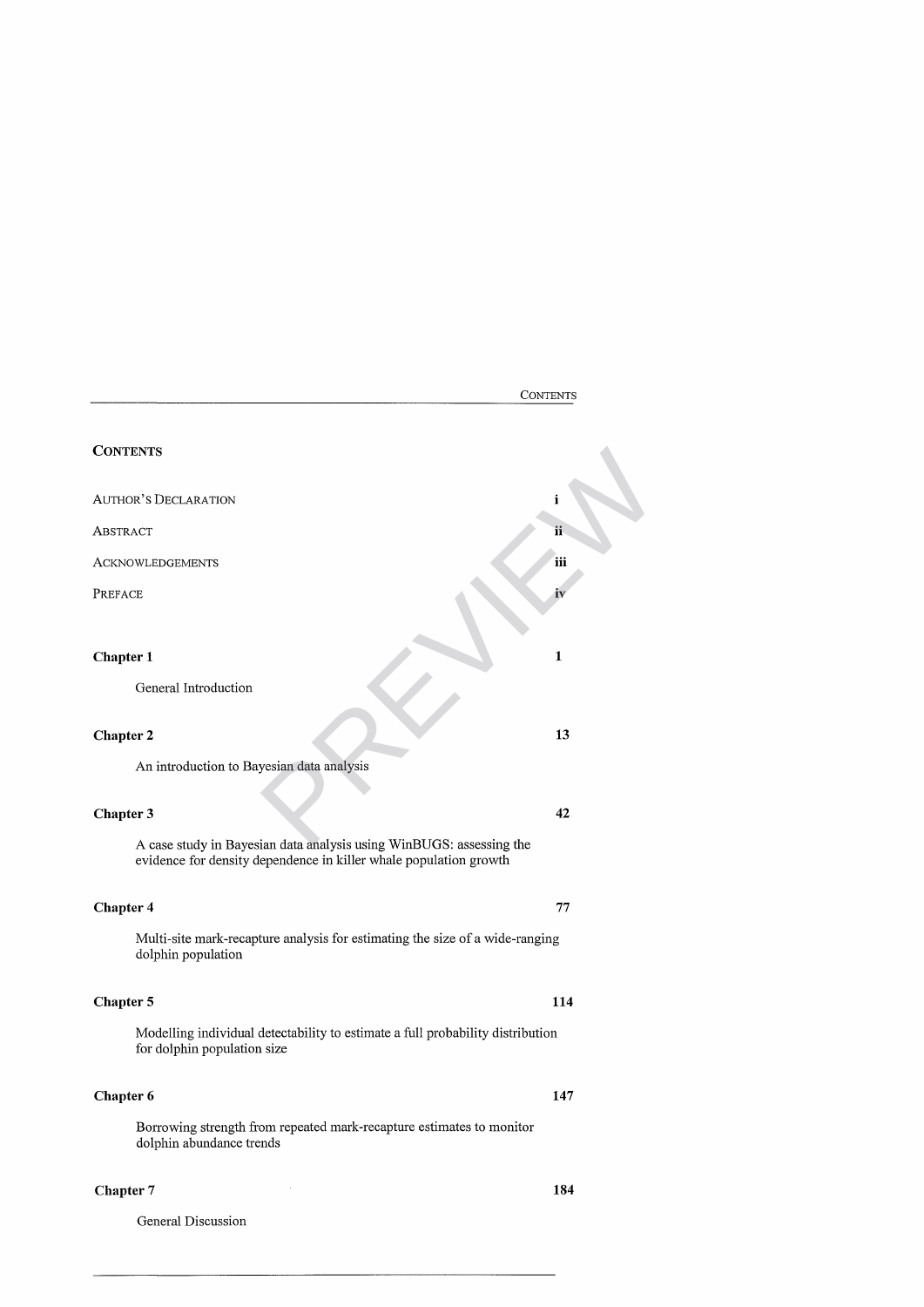## CONTENTS

AUTHOR'S DECLARATION — i

ABSTRACT — ii

ACKNOWLEDGEMENTS — iii

PREFACE — iv

**Chapter 1** — **1**

General Introduction

**Chapter 2** — **13**

An introduction to Bayesian data analysis

**Chapter 3** — **42**

A case study in Bayesian data analysis using WinBUGS: assessing the evidence for density dependence in killer whale population growth

**Chapter 4** — **77**

Multi-site mark-recapture analysis for estimating the size of a wide-ranging dolphin population

**Chapter 5** — **114**

Modelling individual detectability to estimate a full probability distribution for dolphin population size

**Chapter 6** — **147**

Borrowing strength from repeated mark-recapture estimates to monitor dolphin abundance trends

**Chapter 7** — **184**

General Discussion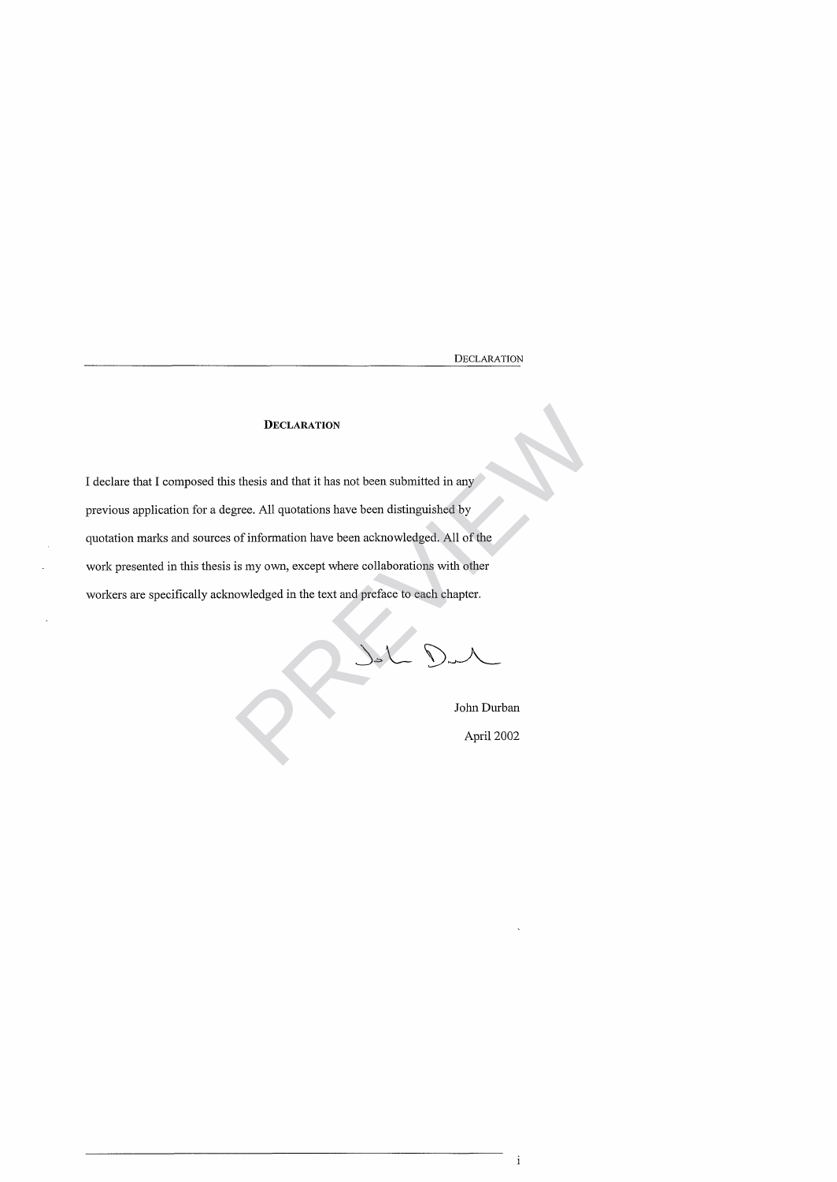## DECLARATION

I declare that I composed this thesis and that it has not been submitted in any previous application for a degree. All quotations have been distinguished by quotation marks and sources of information have been acknowledged. All of the work presented in this thesis is my own, except where collaborations with other workers are specifically acknowledged in the text and preface to each chapter.

John Durban

April 2002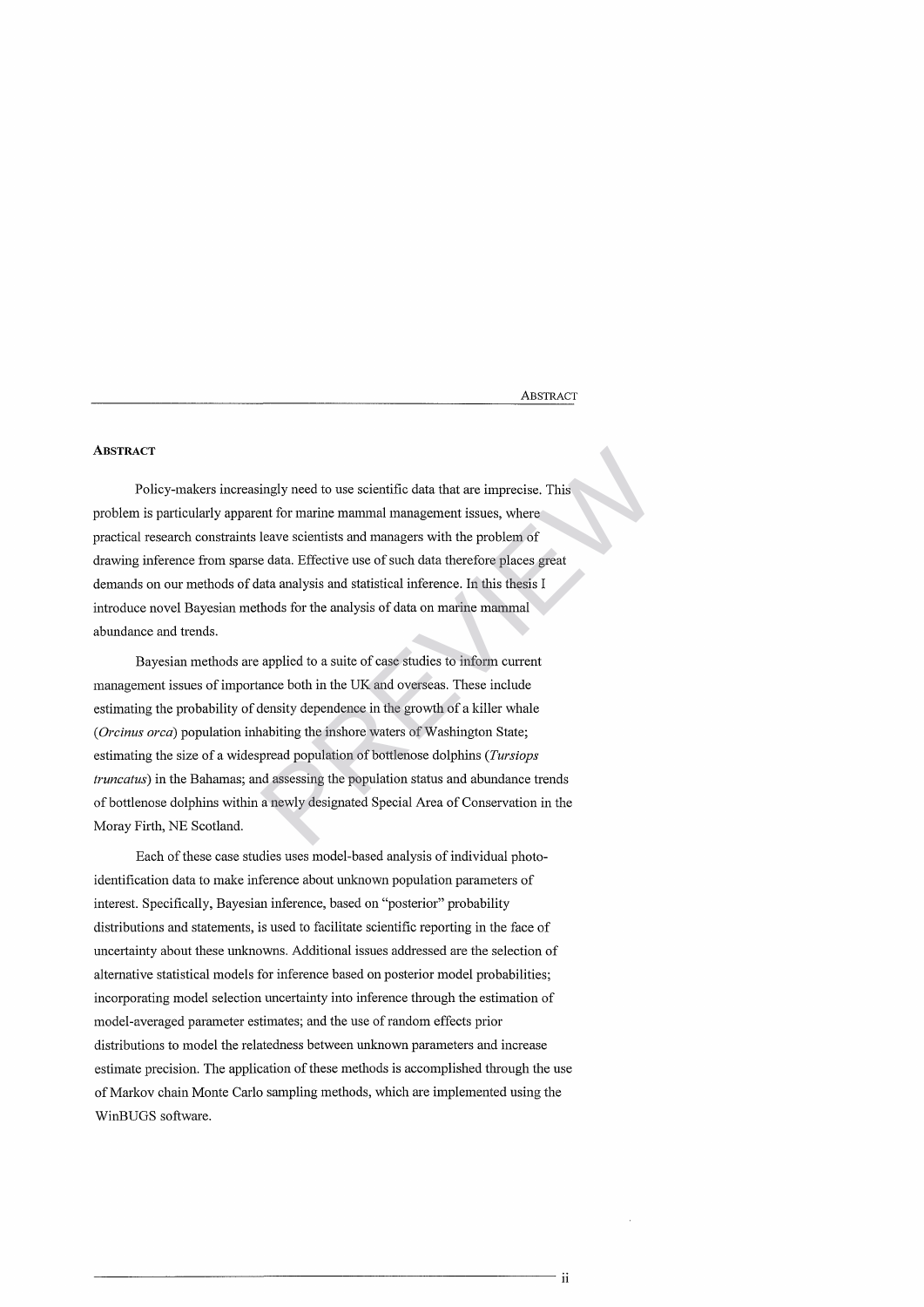## ABSTRACT

Policy-makers increasingly need to use scientific data that are imprecise. This problem is particularly apparent for marine mammal management issues, where practical research constraints leave scientists and managers with the problem of drawing inference from sparse data. Effective use of such data therefore places great demands on our methods of data analysis and statistical inference. In this thesis I introduce novel Bayesian methods for the analysis of data on marine mammal abundance and trends.

Bayesian methods are applied to a suite of case studies to inform current management issues of importance both in the UK and overseas. These include estimating the probability of density dependence in the growth of a killer whale (*Orcinus orca*) population inhabiting the inshore waters of Washington State; estimating the size of a widespread population of bottlenose dolphins (*Tursiops truncatus*) in the Bahamas; and assessing the population status and abundance trends of bottlenose dolphins within a newly designated Special Area of Conservation in the Moray Firth, NE Scotland.

Each of these case studies uses model-based analysis of individual photo-identification data to make inference about unknown population parameters of interest. Specifically, Bayesian inference, based on "posterior" probability distributions and statements, is used to facilitate scientific reporting in the face of uncertainty about these unknowns. Additional issues addressed are the selection of alternative statistical models for inference based on posterior model probabilities; incorporating model selection uncertainty into inference through the estimation of model-averaged parameter estimates; and the use of random effects prior distributions to model the relatedness between unknown parameters and increase estimate precision. The application of these methods is accomplished through the use of Markov chain Monte Carlo sampling methods, which are implemented using the WinBUGS software.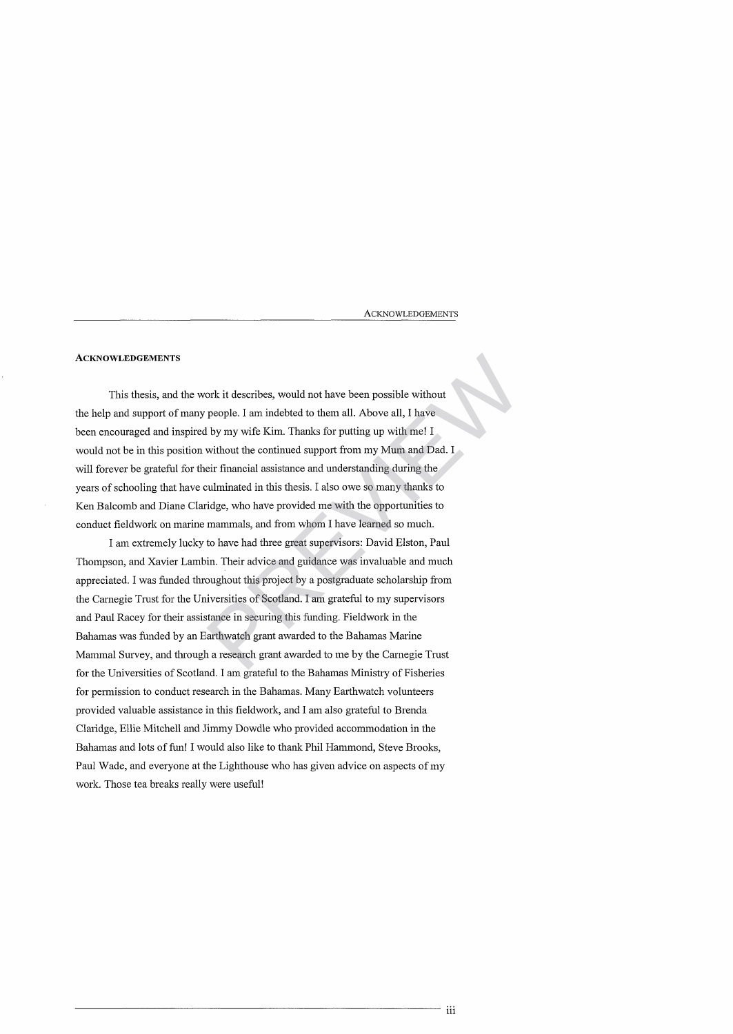## ACKNOWLEDGEMENTS

This thesis, and the work it describes, would not have been possible without the help and support of many people. I am indebted to them all. Above all, I have been encouraged and inspired by my wife Kim. Thanks for putting up with me! I would not be in this position without the continued support from my Mum and Dad. I will forever be grateful for their financial assistance and understanding during the years of schooling that have culminated in this thesis. I also owe so many thanks to Ken Balcomb and Diane Claridge, who have provided me with the opportunities to conduct fieldwork on marine mammals, and from whom I have learned so much.

I am extremely lucky to have had three great supervisors: David Elston, Paul Thompson, and Xavier Lambin. Their advice and guidance was invaluable and much appreciated. I was funded throughout this project by a postgraduate scholarship from the Carnegie Trust for the Universities of Scotland. I am grateful to my supervisors and Paul Racey for their assistance in securing this funding. Fieldwork in the Bahamas was funded by an Earthwatch grant awarded to the Bahamas Marine Mammal Survey, and through a research grant awarded to me by the Carnegie Trust for the Universities of Scotland. I am grateful to the Bahamas Ministry of Fisheries for permission to conduct research in the Bahamas. Many Earthwatch volunteers provided valuable assistance in this fieldwork, and I am also grateful to Brenda Claridge, Ellie Mitchell and Jimmy Dowdle who provided accommodation in the Bahamas and lots of fun! I would also like to thank Phil Hammond, Steve Brooks, Paul Wade, and everyone at the Lighthouse who has given advice on aspects of my work. Those tea breaks really were useful!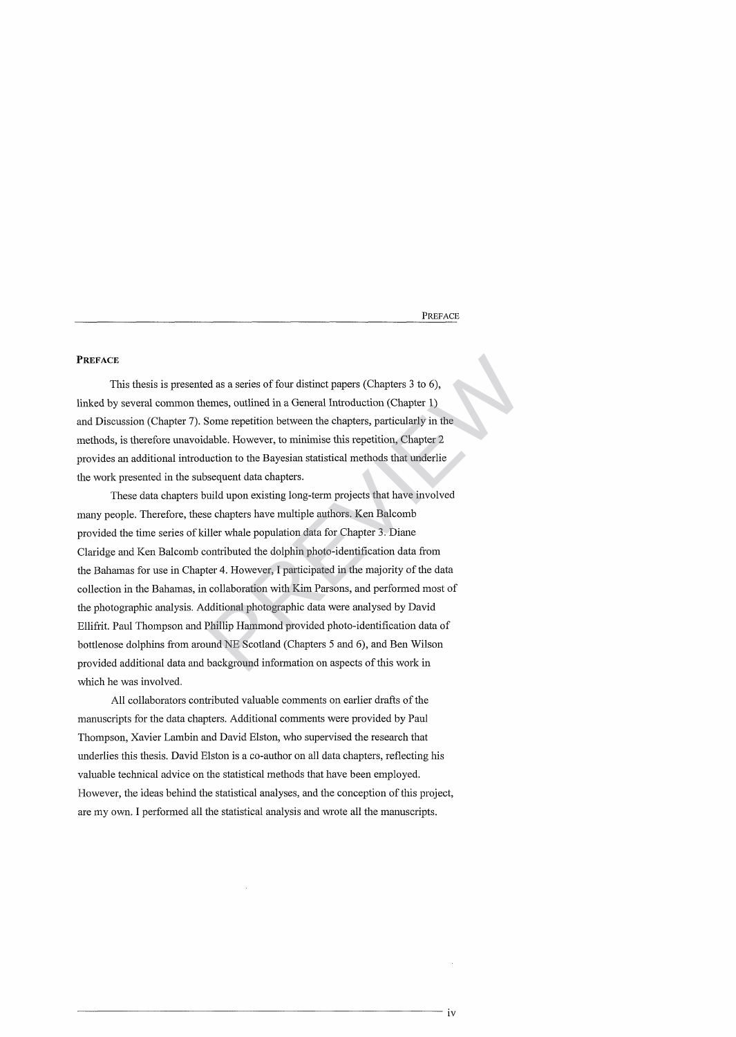## PREFACE

This thesis is presented as a series of four distinct papers (Chapters 3 to 6), linked by several common themes, outlined in a General Introduction (Chapter 1) and Discussion (Chapter 7). Some repetition between the chapters, particularly in the methods, is therefore unavoidable. However, to minimise this repetition, Chapter 2 provides an additional introduction to the Bayesian statistical methods that underlie the work presented in the subsequent data chapters.

These data chapters build upon existing long-term projects that have involved many people. Therefore, these chapters have multiple authors. Ken Balcomb provided the time series of killer whale population data for Chapter 3. Diane Claridge and Ken Balcomb contributed the dolphin photo-identification data from the Bahamas for use in Chapter 4. However, I participated in the majority of the data collection in the Bahamas, in collaboration with Kim Parsons, and performed most of the photographic analysis. Additional photographic data were analysed by David Ellifrit. Paul Thompson and Phillip Hammond provided photo-identification data of bottlenose dolphins from around NE Scotland (Chapters 5 and 6), and Ben Wilson provided additional data and background information on aspects of this work in which he was involved.

All collaborators contributed valuable comments on earlier drafts of the manuscripts for the data chapters. Additional comments were provided by Paul Thompson, Xavier Lambin and David Elston, who supervised the research that underlies this thesis. David Elston is a co-author on all data chapters, reflecting his valuable technical advice on the statistical methods that have been employed. However, the ideas behind the statistical analyses, and the conception of this project, are my own. I performed all the statistical analysis and wrote all the manuscripts.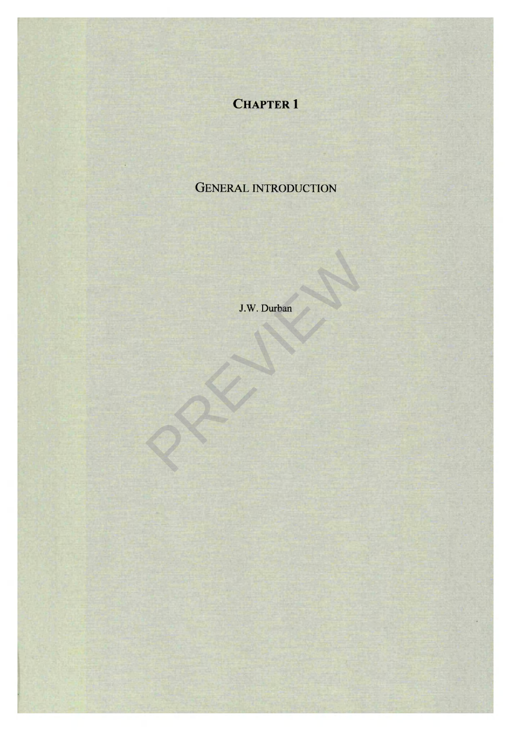# CHAPTER 1

## GENERAL INTRODUCTION

J.W. Durban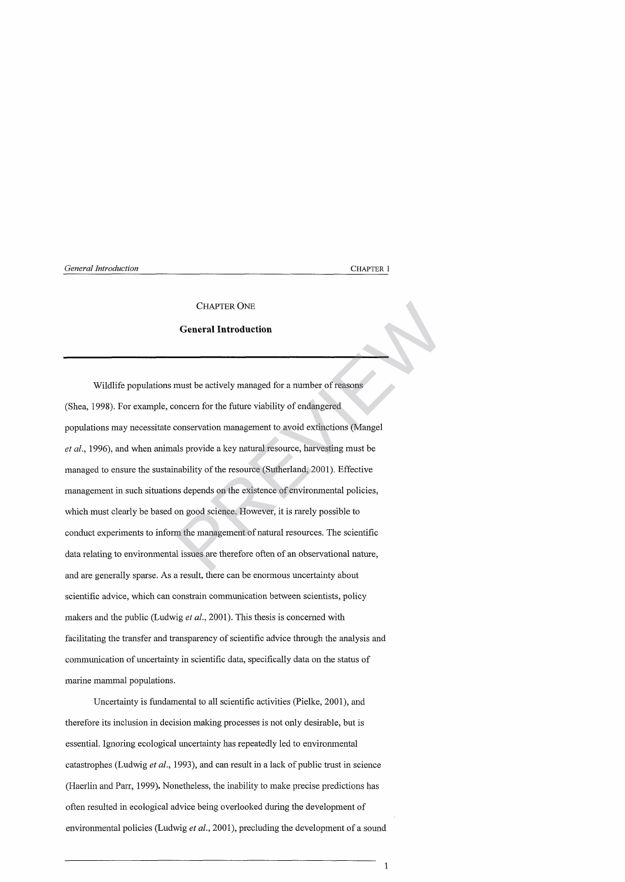# CHAPTER ONE

## General Introduction

Wildlife populations must be actively managed for a number of reasons (Shea, 1998). For example, concern for the future viability of endangered populations may necessitate conservation management to avoid extinctions (Mangel *et al*., 1996), and when animals provide a key natural resource, harvesting must be managed to ensure the sustainability of the resource (Sutherland, 2001). Effective management in such situations depends on the existence of environmental policies, which must clearly be based on good science. However, it is rarely possible to conduct experiments to inform the management of natural resources. The scientific data relating to environmental issues are therefore often of an observational nature, and are generally sparse. As a result, there can be enormous uncertainty about scientific advice, which can constrain communication between scientists, policy makers and the public (Ludwig *et al*., 2001). This thesis is concerned with facilitating the transfer and transparency of scientific advice through the analysis and communication of uncertainty in scientific data, specifically data on the status of marine mammal populations.

Uncertainty is fundamental to all scientific activities (Pielke, 2001), and therefore its inclusion in decision making processes is not only desirable, but is essential. Ignoring ecological uncertainty has repeatedly led to environmental catastrophes (Ludwig *et al*., 1993), and can result in a lack of public trust in science (Haerlin and Parr, 1999). Nonetheless, the inability to make precise predictions has often resulted in ecological advice being overlooked during the development of environmental policies (Ludwig *et al*., 2001), precluding the development of a sound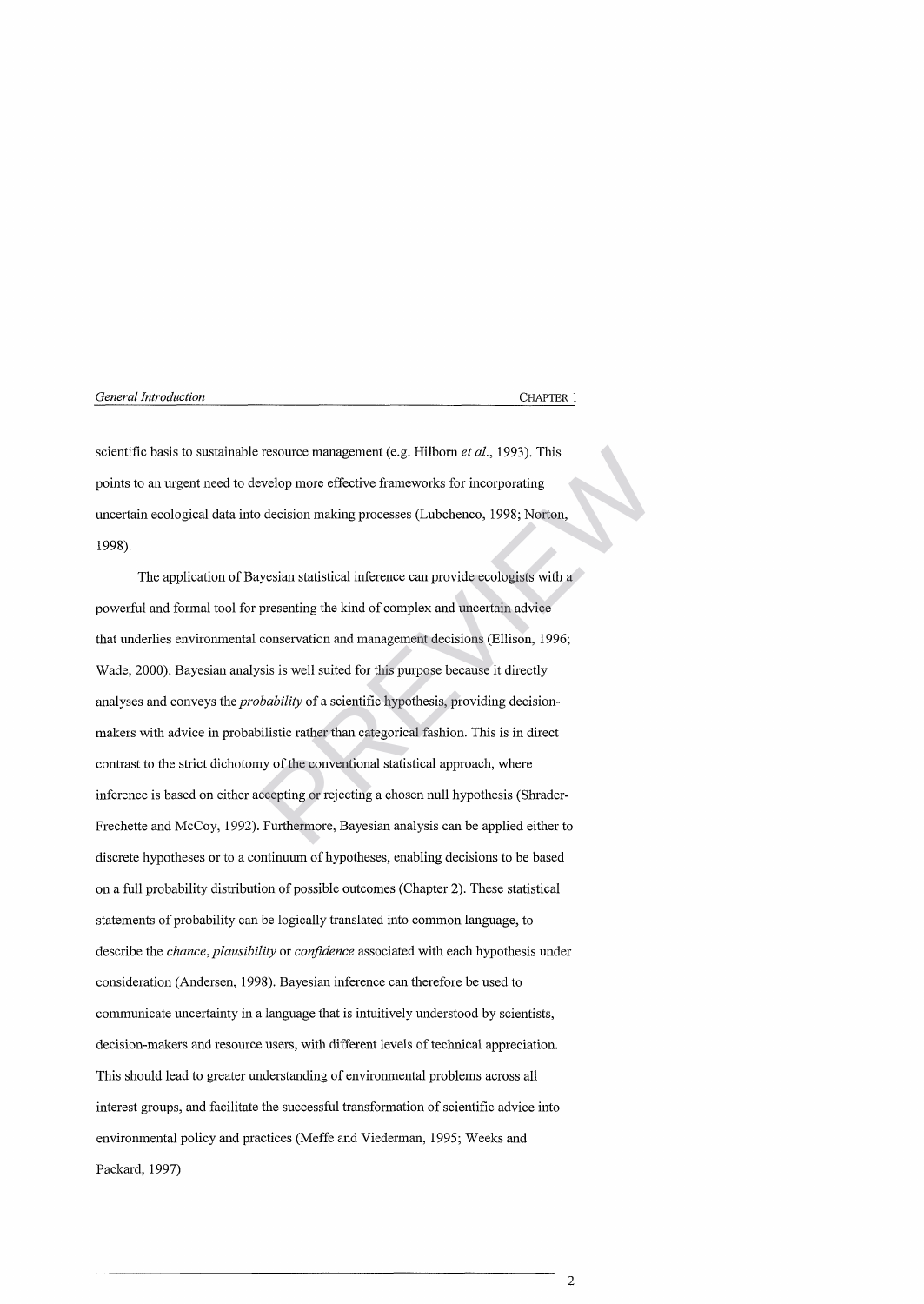scientific basis to sustainable resource management (e.g. Hilborn *et al*., 1993). This points to an urgent need to develop more effective frameworks for incorporating uncertain ecological data into decision making processes (Lubchenco, 1998; Norton, 1998).

The application of Bayesian statistical inference can provide ecologists with a powerful and formal tool for presenting the kind of complex and uncertain advice that underlies environmental conservation and management decisions (Ellison, 1996; Wade, 2000). Bayesian analysis is well suited for this purpose because it directly analyses and conveys the *probability* of a scientific hypothesis, providing decision-makers with advice in probabilistic rather than categorical fashion. This is in direct contrast to the strict dichotomy of the conventional statistical approach, where inference is based on either accepting or rejecting a chosen null hypothesis (Shrader-Frechette and McCoy, 1992). Furthermore, Bayesian analysis can be applied either to discrete hypotheses or to a continuum of hypotheses, enabling decisions to be based on a full probability distribution of possible outcomes (Chapter 2). These statistical statements of probability can be logically translated into common language, to describe the *chance*, *plausibility* or *confidence* associated with each hypothesis under consideration (Andersen, 1998). Bayesian inference can therefore be used to communicate uncertainty in a language that is intuitively understood by scientists, decision-makers and resource users, with different levels of technical appreciation. This should lead to greater understanding of environmental problems across all interest groups, and facilitate the successful transformation of scientific advice into environmental policy and practices (Meffe and Viederman, 1995; Weeks and Packard, 1997)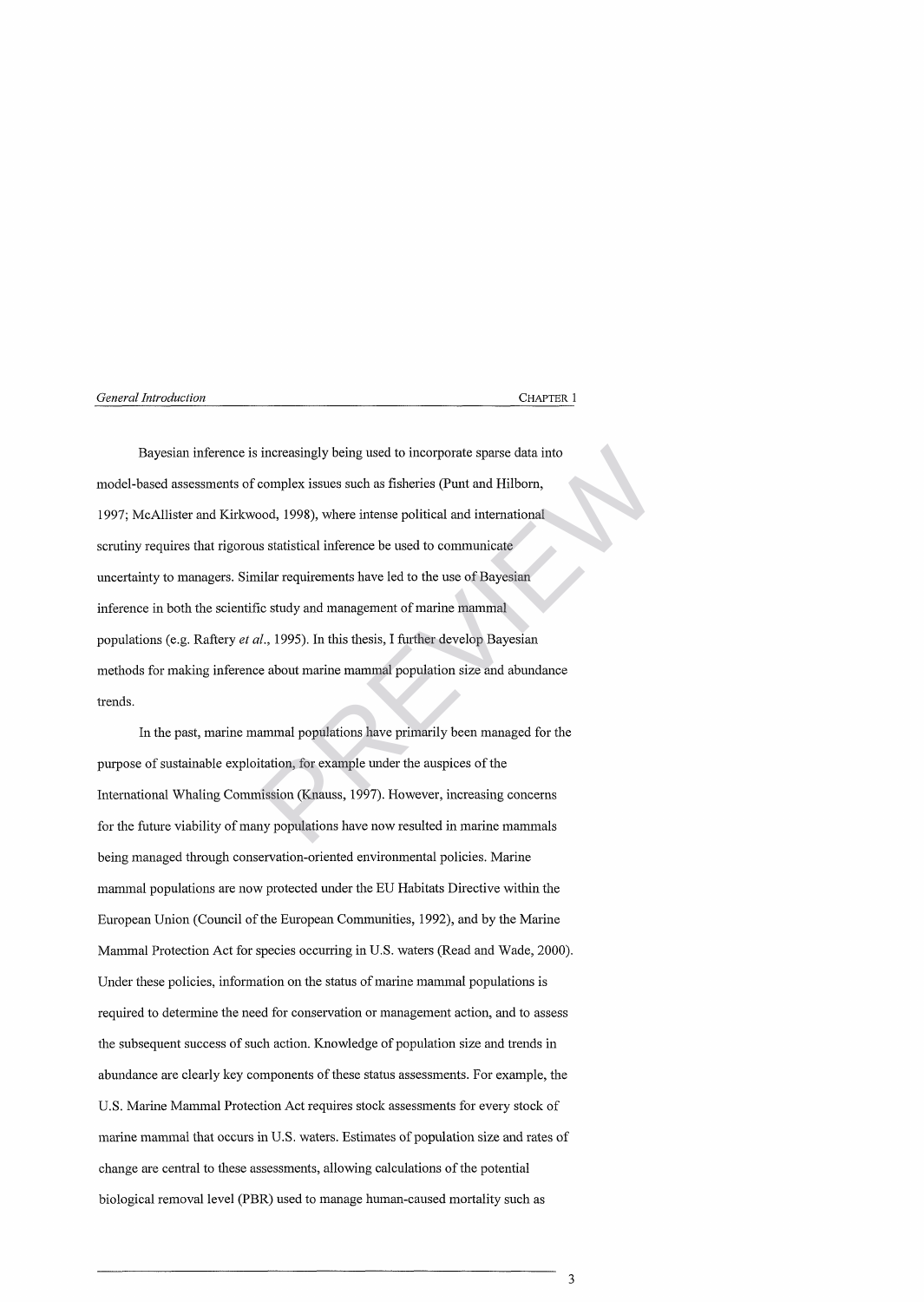Bayesian inference is increasingly being used to incorporate sparse data into model-based assessments of complex issues such as fisheries (Punt and Hilborn, 1997; McAllister and Kirkwood, 1998), where intense political and international scrutiny requires that rigorous statistical inference be used to communicate uncertainty to managers. Similar requirements have led to the use of Bayesian inference in both the scientific study and management of marine mammal populations (e.g. Raftery *et al*., 1995). In this thesis, I further develop Bayesian methods for making inference about marine mammal population size and abundance trends.

In the past, marine mammal populations have primarily been managed for the purpose of sustainable exploitation, for example under the auspices of the International Whaling Commission (Knauss, 1997). However, increasing concerns for the future viability of many populations have now resulted in marine mammals being managed through conservation-oriented environmental policies. Marine mammal populations are now protected under the EU Habitats Directive within the European Union (Council of the European Communities, 1992), and by the Marine Mammal Protection Act for species occurring in U.S. waters (Read and Wade, 2000). Under these policies, information on the status of marine mammal populations is required to determine the need for conservation or management action, and to assess the subsequent success of such action. Knowledge of population size and trends in abundance are clearly key components of these status assessments. For example, the U.S. Marine Mammal Protection Act requires stock assessments for every stock of marine mammal that occurs in U.S. waters. Estimates of population size and rates of change are central to these assessments, allowing calculations of the potential biological removal level (PBR) used to manage human-caused mortality such as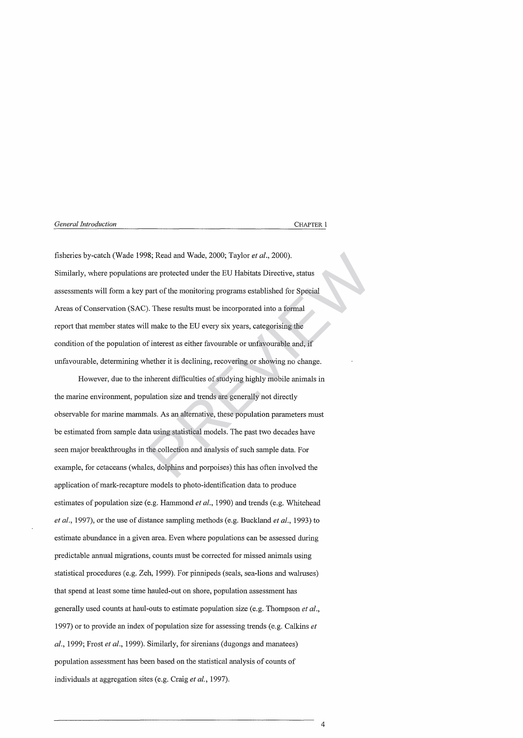fisheries by-catch (Wade 1998; Read and Wade, 2000; Taylor *et al.*, 2000). Similarly, where populations are protected under the EU Habitats Directive, status assessments will form a key part of the monitoring programs established for Special Areas of Conservation (SAC). These results must be incorporated into a formal report that member states will make to the EU every six years, categorising the condition of the population of interest as either favourable or unfavourable and, if unfavourable, determining whether it is declining, recovering or showing no change.

However, due to the inherent difficulties of studying highly mobile animals in the marine environment, population size and trends are generally not directly observable for marine mammals. As an alternative, these population parameters must be estimated from sample data using statistical models. The past two decades have seen major breakthroughs in the collection and analysis of such sample data. For example, for cetaceans (whales, dolphins and porpoises) this has often involved the application of mark-recapture models to photo-identification data to produce estimates of population size (e.g. Hammond *et al.*, 1990) and trends (e.g. Whitehead *et al.*, 1997), or the use of distance sampling methods (e.g. Buckland *et al.*, 1993) to estimate abundance in a given area. Even where populations can be assessed during predictable annual migrations, counts must be corrected for missed animals using statistical procedures (e.g. Zeh, 1999). For pinnipeds (seals, sea-lions and walruses) that spend at least some time hauled-out on shore, population assessment has generally used counts at haul-outs to estimate population size (e.g. Thompson *et al.*, 1997) or to provide an index of population size for assessing trends (e.g. Calkins *et al.*, 1999; Frost *et al.*, 1999). Similarly, for sirenians (dugongs and manatees) population assessment has been based on the statistical analysis of counts of individuals at aggregation sites (e.g. Craig *et al.*, 1997).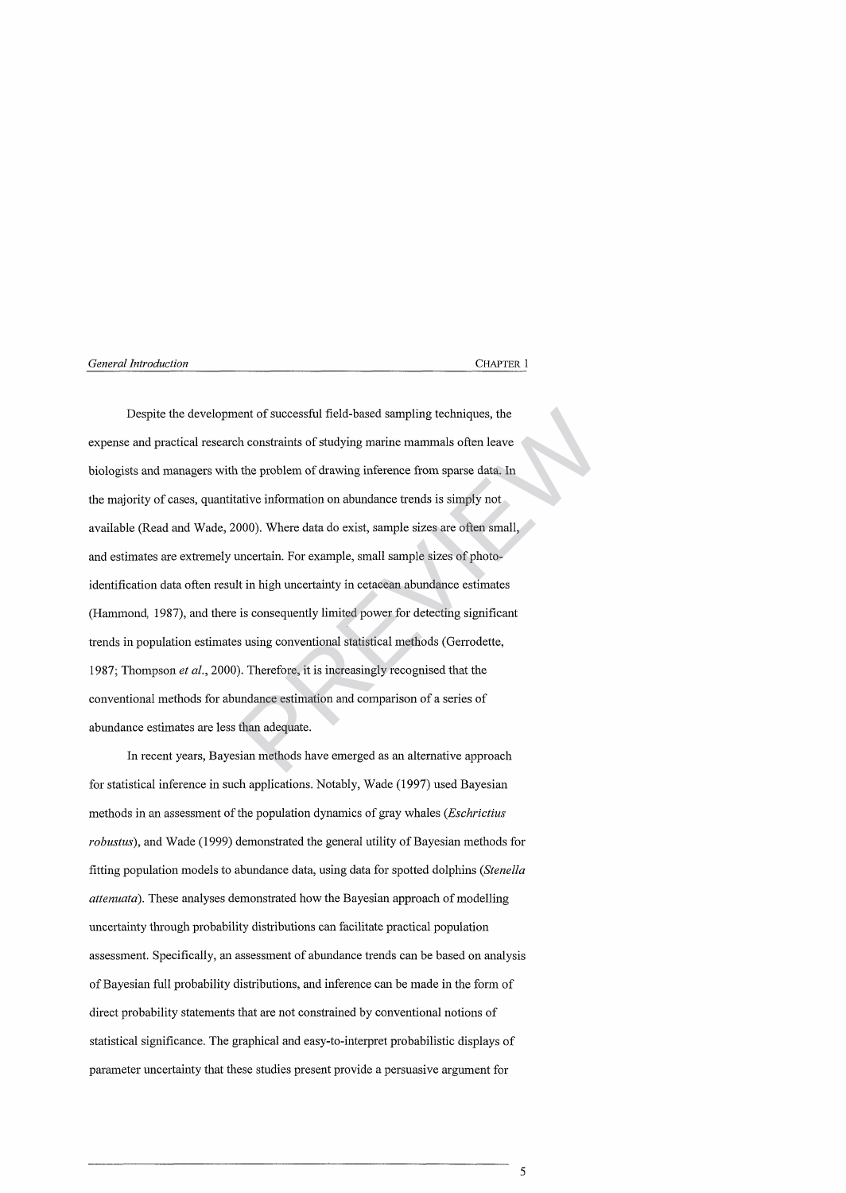Despite the development of successful field-based sampling techniques, the expense and practical research constraints of studying marine mammals often leave biologists and managers with the problem of drawing inference from sparse data. In the majority of cases, quantitative information on abundance trends is simply not available (Read and Wade, 2000). Where data do exist, sample sizes are often small, and estimates are extremely uncertain. For example, small sample sizes of photo-identification data often result in high uncertainty in cetacean abundance estimates (Hammond, 1987), and there is consequently limited power for detecting significant trends in population estimates using conventional statistical methods (Gerrodette, 1987; Thompson *et al.*, 2000). Therefore, it is increasingly recognised that the conventional methods for abundance estimation and comparison of a series of abundance estimates are less than adequate.

In recent years, Bayesian methods have emerged as an alternative approach for statistical inference in such applications. Notably, Wade (1997) used Bayesian methods in an assessment of the population dynamics of gray whales (*Eschrictius robustus*), and Wade (1999) demonstrated the general utility of Bayesian methods for fitting population models to abundance data, using data for spotted dolphins (*Stenella attenuata*). These analyses demonstrated how the Bayesian approach of modelling uncertainty through probability distributions can facilitate practical population assessment. Specifically, an assessment of abundance trends can be based on analysis of Bayesian full probability distributions, and inference can be made in the form of direct probability statements that are not constrained by conventional notions of statistical significance. The graphical and easy-to-interpret probabilistic displays of parameter uncertainty that these studies present provide a persuasive argument for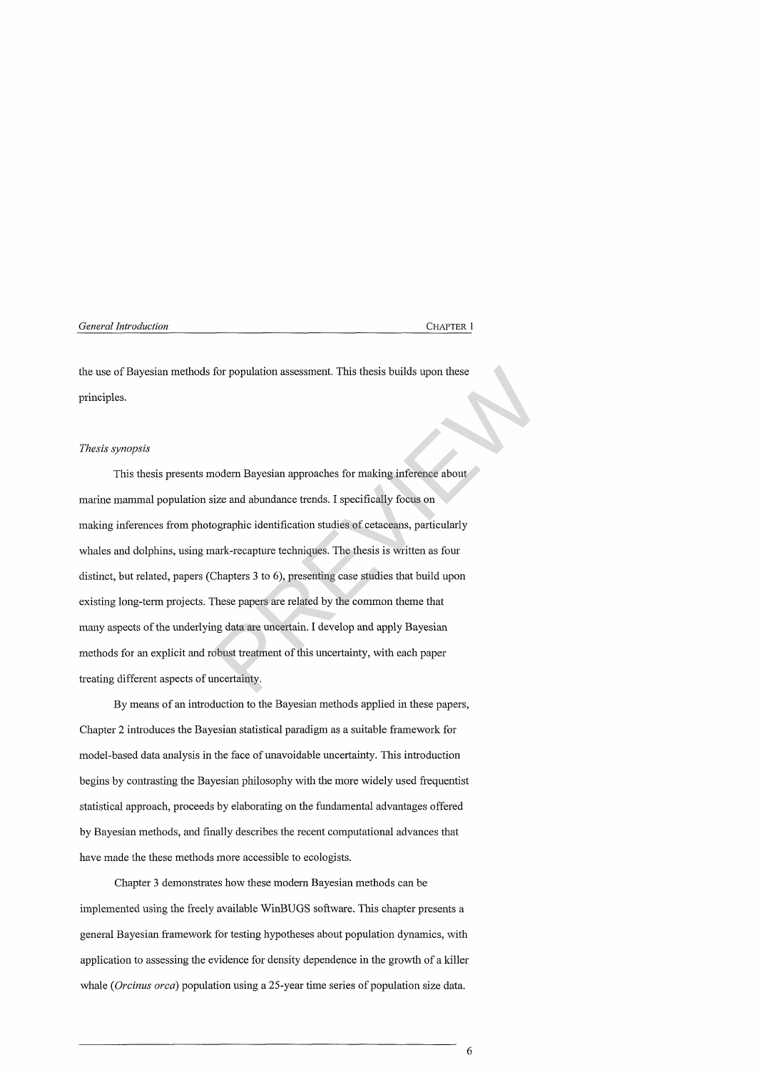the use of Bayesian methods for population assessment. This thesis builds upon these principles.

*Thesis synopsis*

This thesis presents modern Bayesian approaches for making inference about marine mammal population size and abundance trends. I specifically focus on making inferences from photographic identification studies of cetaceans, particularly whales and dolphins, using mark-recapture techniques. The thesis is written as four distinct, but related, papers (Chapters 3 to 6), presenting case studies that build upon existing long-term projects. These papers are related by the common theme that many aspects of the underlying data are uncertain. I develop and apply Bayesian methods for an explicit and robust treatment of this uncertainty, with each paper treating different aspects of uncertainty.

By means of an introduction to the Bayesian methods applied in these papers, Chapter 2 introduces the Bayesian statistical paradigm as a suitable framework for model-based data analysis in the face of unavoidable uncertainty. This introduction begins by contrasting the Bayesian philosophy with the more widely used frequentist statistical approach, proceeds by elaborating on the fundamental advantages offered by Bayesian methods, and finally describes the recent computational advances that have made the these methods more accessible to ecologists.

Chapter 3 demonstrates how these modern Bayesian methods can be implemented using the freely available WinBUGS software. This chapter presents a general Bayesian framework for testing hypotheses about population dynamics, with application to assessing the evidence for density dependence in the growth of a killer whale (*Orcinus orca*) population using a 25-year time series of population size data.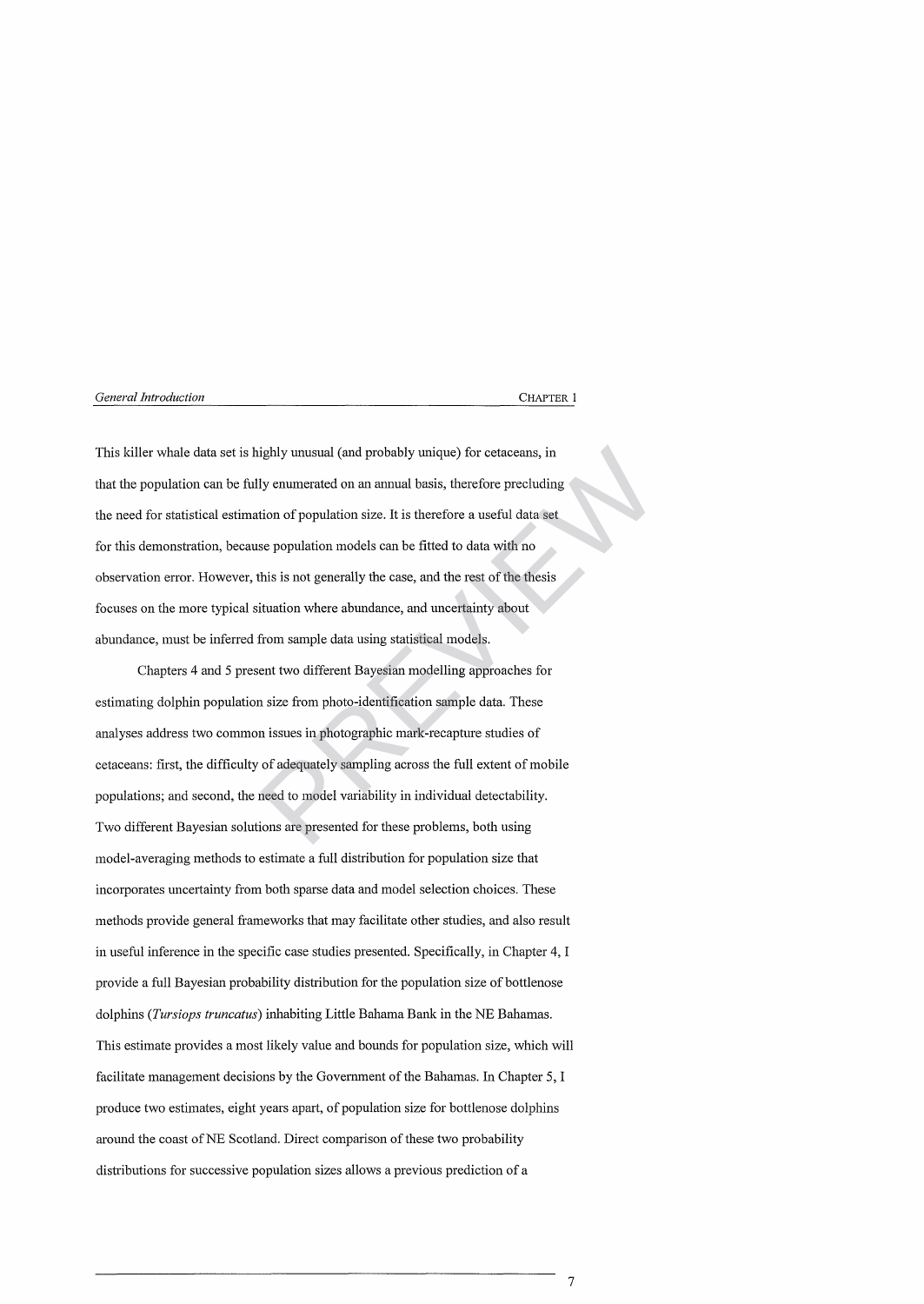This killer whale data set is highly unusual (and probably unique) for cetaceans, in that the population can be fully enumerated on an annual basis, therefore precluding the need for statistical estimation of population size. It is therefore a useful data set for this demonstration, because population models can be fitted to data with no observation error. However, this is not generally the case, and the rest of the thesis focuses on the more typical situation where abundance, and uncertainty about abundance, must be inferred from sample data using statistical models.

Chapters 4 and 5 present two different Bayesian modelling approaches for estimating dolphin population size from photo-identification sample data. These analyses address two common issues in photographic mark-recapture studies of cetaceans: first, the difficulty of adequately sampling across the full extent of mobile populations; and second, the need to model variability in individual detectability. Two different Bayesian solutions are presented for these problems, both using model-averaging methods to estimate a full distribution for population size that incorporates uncertainty from both sparse data and model selection choices. These methods provide general frameworks that may facilitate other studies, and also result in useful inference in the specific case studies presented. Specifically, in Chapter 4, I provide a full Bayesian probability distribution for the population size of bottlenose dolphins (*Tursiops truncatus*) inhabiting Little Bahama Bank in the NE Bahamas. This estimate provides a most likely value and bounds for population size, which will facilitate management decisions by the Government of the Bahamas. In Chapter 5, I produce two estimates, eight years apart, of population size for bottlenose dolphins around the coast of NE Scotland. Direct comparison of these two probability distributions for successive population sizes allows a previous prediction of a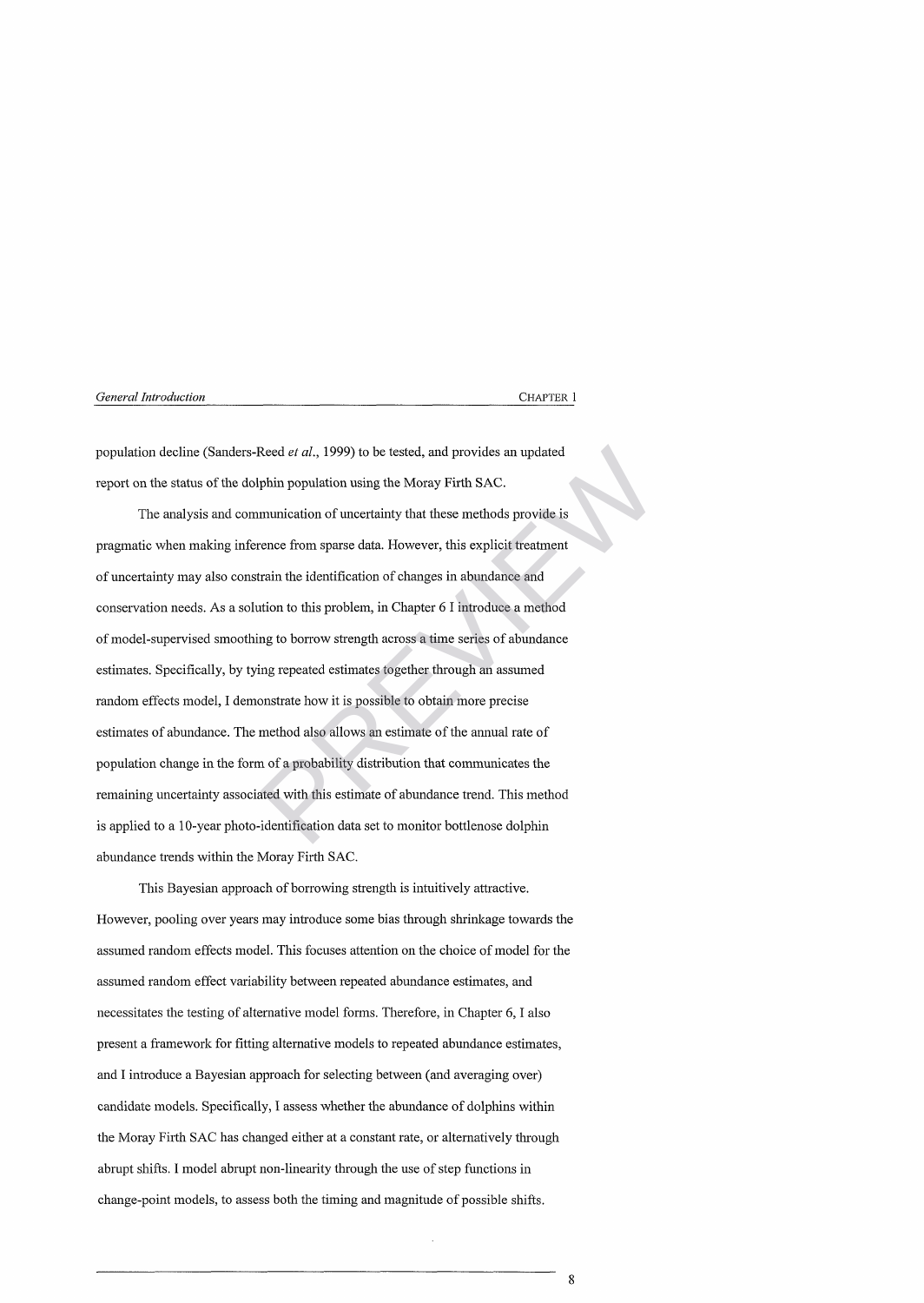population decline (Sanders-Reed *et al.*, 1999) to be tested, and provides an updated report on the status of the dolphin population using the Moray Firth SAC.

The analysis and communication of uncertainty that these methods provide is pragmatic when making inference from sparse data. However, this explicit treatment of uncertainty may also constrain the identification of changes in abundance and conservation needs. As a solution to this problem, in Chapter 6 I introduce a method of model-supervised smoothing to borrow strength across a time series of abundance estimates. Specifically, by tying repeated estimates together through an assumed random effects model, I demonstrate how it is possible to obtain more precise estimates of abundance. The method also allows an estimate of the annual rate of population change in the form of a probability distribution that communicates the remaining uncertainty associated with this estimate of abundance trend. This method is applied to a 10-year photo-identification data set to monitor bottlenose dolphin abundance trends within the Moray Firth SAC.

This Bayesian approach of borrowing strength is intuitively attractive. However, pooling over years may introduce some bias through shrinkage towards the assumed random effects model. This focuses attention on the choice of model for the assumed random effect variability between repeated abundance estimates, and necessitates the testing of alternative model forms. Therefore, in Chapter 6, I also present a framework for fitting alternative models to repeated abundance estimates, and I introduce a Bayesian approach for selecting between (and averaging over) candidate models. Specifically, I assess whether the abundance of dolphins within the Moray Firth SAC has changed either at a constant rate, or alternatively through abrupt shifts. I model abrupt non-linearity through the use of step functions in change-point models, to assess both the timing and magnitude of possible shifts.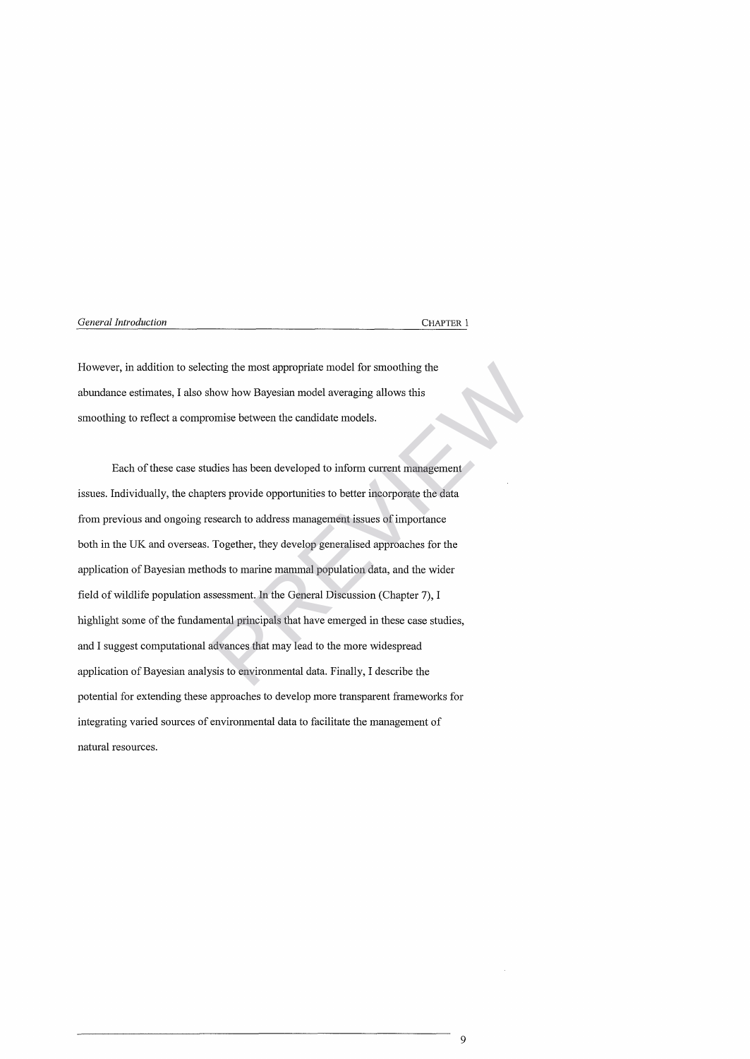However, in addition to selecting the most appropriate model for smoothing the abundance estimates, I also show how Bayesian model averaging allows this smoothing to reflect a compromise between the candidate models.

Each of these case studies has been developed to inform current management issues. Individually, the chapters provide opportunities to better incorporate the data from previous and ongoing research to address management issues of importance both in the UK and overseas. Together, they develop generalised approaches for the application of Bayesian methods to marine mammal population data, and the wider field of wildlife population assessment. In the General Discussion (Chapter 7), I highlight some of the fundamental principals that have emerged in these case studies, and I suggest computational advances that may lead to the more widespread application of Bayesian analysis to environmental data. Finally, I describe the potential for extending these approaches to develop more transparent frameworks for integrating varied sources of environmental data to facilitate the management of natural resources.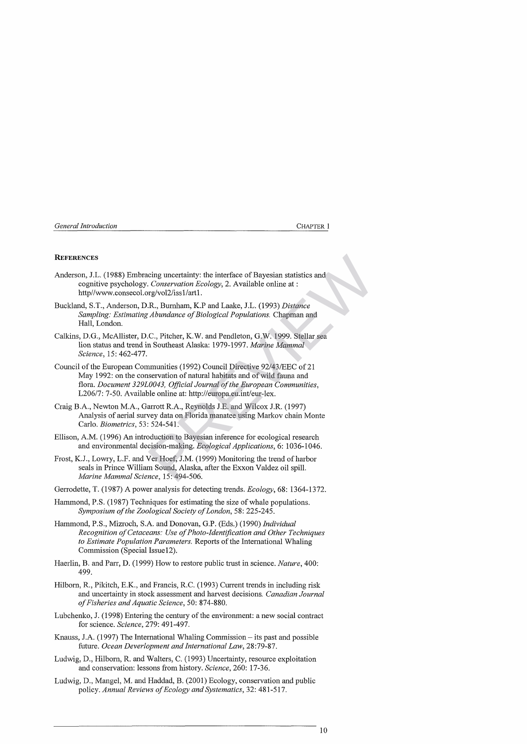## REFERENCES

Anderson, J.L. (1988) Embracing uncertainty: the interface of Bayesian statistics and cognitive psychology. *Conservation Ecology*, 2. Available online at : http//www.consecol.org/vol2/iss1/art1.

Buckland, S.T., Anderson, D.R., Burnham, K.P and Laake, J.L. (1993) *Distance Sampling: Estimating Abundance of Biological Populations.* Chapman and Hall, London.

Calkins, D.G., McAllister, D.C., Pitcher, K.W. and Pendleton, G.W. 1999. Stellar sea lion status and trend in Southeast Alaska: 1979-1997. *Marine Mammal Science*, 15: 462-477.

Council of the European Communities (1992) Council Directive 92/43/EEC of 21 May 1992: on the conservation of natural habitats and of wild fauna and flora. *Document 329L0043, Official Journal of the European Communities*, L206/7: 7-50. Available online at: http://europa.eu.int/eur-lex.

Craig B.A., Newton M.A., Garrott R.A., Reynolds J.E. and Wilcox J.R. (1997) Analysis of aerial survey data on Florida manatee using Markov chain Monte Carlo. *Biometrics*, 53: 524-541.

Ellison, A.M. (1996) An introduction to Bayesian inference for ecological research and environmental decision-making. *Ecological Applications*, 6: 1036-1046.

Frost, K.J., Lowry, L.F. and Ver Hoef, J.M. (1999) Monitoring the trend of harbor seals in Prince William Sound, Alaska, after the Exxon Valdez oil spill. *Marine Mammal Science*, 15: 494-506.

Gerrodette, T. (1987) A power analysis for detecting trends. *Ecology*, 68: 1364-1372.

Hammond, P.S. (1987) Techniques for estimating the size of whale populations. *Symposium of the Zoological Society of London*, 58: 225-245.

Hammond, P.S., Mizroch, S.A. and Donovan, G.P. (Eds.) (1990) *Individual Recognition of Cetaceans: Use of Photo-Identification and Other Techniques to Estimate Population Parameters.* Reports of the International Whaling Commission (Special Issue12).

Haerlin, B. and Parr, D. (1999) How to restore public trust in science. *Nature*, 400: 499.

Hilborn, R., Pikitch, E.K., and Francis, R.C. (1993) Current trends in including risk and uncertainty in stock assessment and harvest decisions. *Canadian Journal of Fisheries and Aquatic Science*, 50: 874-880.

Lubchenko, J. (1998) Entering the century of the environment: a new social contract for science. *Science*, 279: 491-497.

Knauss, J.A. (1997) The International Whaling Commission – its past and possible future. *Ocean Deverlopment and International Law*, 28:79-87.

Ludwig, D., Hilborn, R. and Walters, C. (1993) Uncertainty, resource exploitation and conservation: lessons from history. *Science*, 260: 17-36.

Ludwig, D., Mangel, M. and Haddad, B. (2001) Ecology, conservation and public policy. *Annual Reviews of Ecology and Systematics*, 32: 481-517.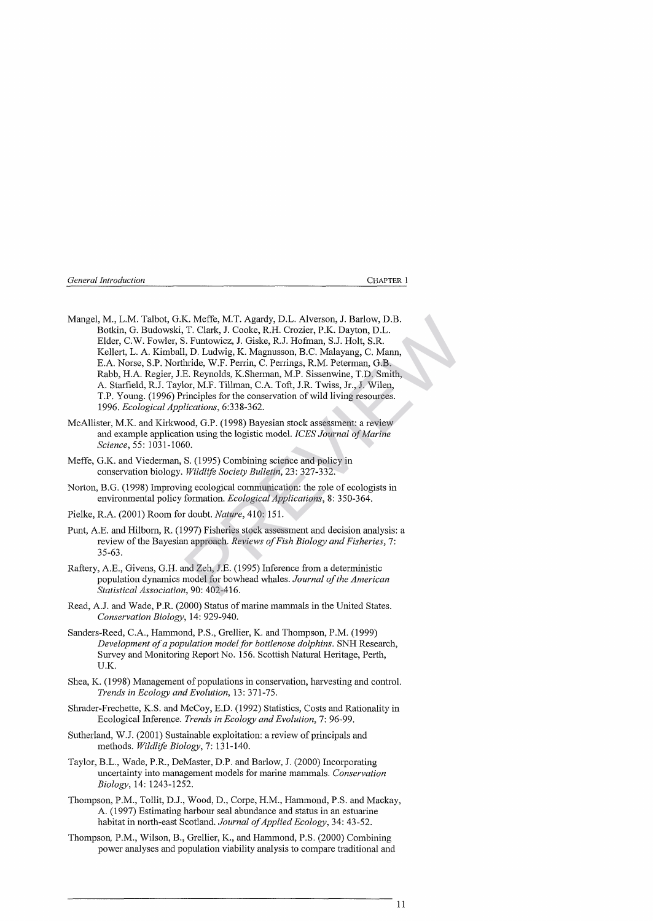Mangel, M., L.M. Talbot, G.K. Meffe, M.T. Agardy, D.L. Alverson, J. Barlow, D.B. Botkin, G. Budowski, T. Clark, J. Cooke, R.H. Crozier, P.K. Dayton, D.L. Elder, C.W. Fowler, S. Funtowicz, J. Giske, R.J. Hofman, S.J. Holt, S.R. Kellert, L. A. Kimball, D. Ludwig, K. Magnusson, B.C. Malayang, C. Mann, E.A. Norse, S.P. Northride, W.F. Perrin, C. Perrings, R.M. Peterman, G.B. Rabb, H.A. Regier, J.E. Reynolds, K.Sherman, M.P. Sissenwine, T.D. Smith, A. Starfield, R.J. Taylor, M.F. Tillman, C.A. Toft, J.R. Twiss, Jr., J. Wilen, T.P. Young. (1996) Principles for the conservation of wild living resources. 1996. *Ecological Applications*, 6:338-362.

McAllister, M.K. and Kirkwood, G.P. (1998) Bayesian stock assessment: a review and example application using the logistic model. *ICES Journal of Marine Science*, 55: 1031-1060.

Meffe, G.K. and Viederman, S. (1995) Combining science and policy in conservation biology. *Wildlife Society Bulletin*, 23: 327-332.

Norton, B.G. (1998) Improving ecological communication: the role of ecologists in environmental policy formation. *Ecological Applications*, 8: 350-364.

Pielke, R.A. (2001) Room for doubt. *Nature*, 410: 151.

Punt, A.E. and Hilborn, R. (1997) Fisheries stock assessment and decision analysis: a review of the Bayesian approach. *Reviews of Fish Biology and Fisheries*, 7: 35-63.

Raftery, A.E., Givens, G.H. and Zeh, J.E. (1995) Inference from a deterministic population dynamics model for bowhead whales. *Journal of the American Statistical Association*, 90: 402-416.

Read, A.J. and Wade, P.R. (2000) Status of marine mammals in the United States. *Conservation Biology*, 14: 929-940.

Sanders-Reed, C.A., Hammond, P.S., Grellier, K. and Thompson, P.M. (1999) *Development of a population model for bottlenose dolphins*. SNH Research, Survey and Monitoring Report No. 156. Scottish Natural Heritage, Perth, U.K.

Shea, K. (1998) Management of populations in conservation, harvesting and control. *Trends in Ecology and Evolution*, 13: 371-75.

Shrader-Frechette, K.S. and McCoy, E.D. (1992) Statistics, Costs and Rationality in Ecological Inference. *Trends in Ecology and Evolution*, 7: 96-99.

Sutherland, W.J. (2001) Sustainable exploitation: a review of principals and methods. *Wildlife Biology*, 7: 131-140.

Taylor, B.L., Wade, P.R., DeMaster, D.P. and Barlow, J. (2000) Incorporating uncertainty into management models for marine mammals. *Conservation Biology*, 14: 1243-1252.

Thompson, P.M., Tollit, D.J., Wood, D., Corpe, H.M., Hammond, P.S. and Mackay, A. (1997) Estimating harbour seal abundance and status in an estuarine habitat in north-east Scotland. *Journal of Applied Ecology*, 34: 43-52.

Thompson, P.M., Wilson, B., Grellier, K., and Hammond, P.S. (2000) Combining power analyses and population viability analysis to compare traditional and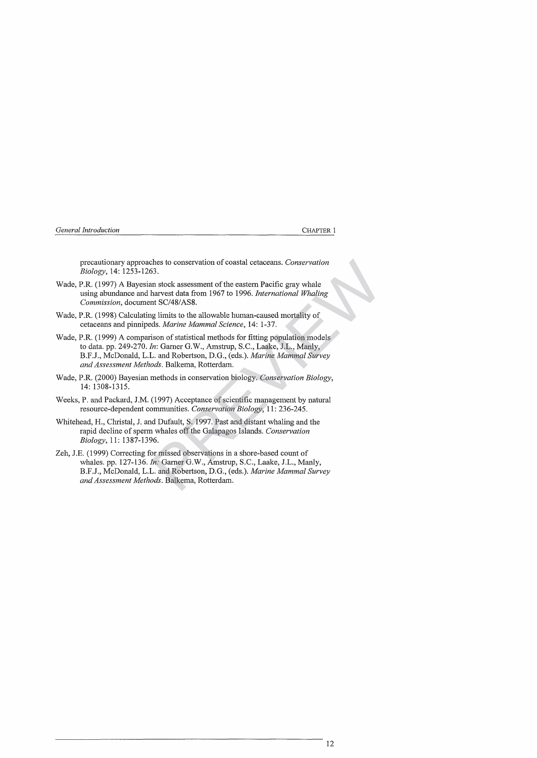precautionary approaches to conservation of coastal cetaceans. *Conservation Biology*, 14: 1253-1263.

Wade, P.R. (1997) A Bayesian stock assessment of the eastern Pacific gray whale using abundance and harvest data from 1967 to 1996. *International Whaling Commission*, document SC/48/AS8.

Wade, P.R. (1998) Calculating limits to the allowable human-caused mortality of cetaceans and pinnipeds. *Marine Mammal Science*, 14: 1-37.

Wade, P.R. (1999) A comparison of statistical methods for fitting population models to data. pp. 249-270. *In*: Garner G.W., Amstrup, S.C., Laake, J.L., Manly, B.F.J., McDonald, L.L. and Robertson, D.G., (eds.). *Marine Mammal Survey and Assessment Methods*. Balkema, Rotterdam.

Wade, P.R. (2000) Bayesian methods in conservation biology. *Conservation Biology*, 14: 1308-1315.

Weeks, P. and Packard, J.M. (1997) Acceptance of scientific management by natural resource-dependent communities. *Conservation Biology*, 11: 236-245.

Whitehead, H., Christal, J. and Dufault, S. 1997. Past and distant whaling and the rapid decline of sperm whales off the Galapagos Islands. *Conservation Biology*, 11: 1387-1396.

Zeh, J.E. (1999) Correcting for missed observations in a shore-based count of whales. pp. 127-136. *In*: Garner G.W., Amstrup, S.C., Laake, J.L., Manly, B.F.J., McDonald, L.L. and Robertson, D.G., (eds.). *Marine Mammal Survey and Assessment Methods*. Balkema, Rotterdam.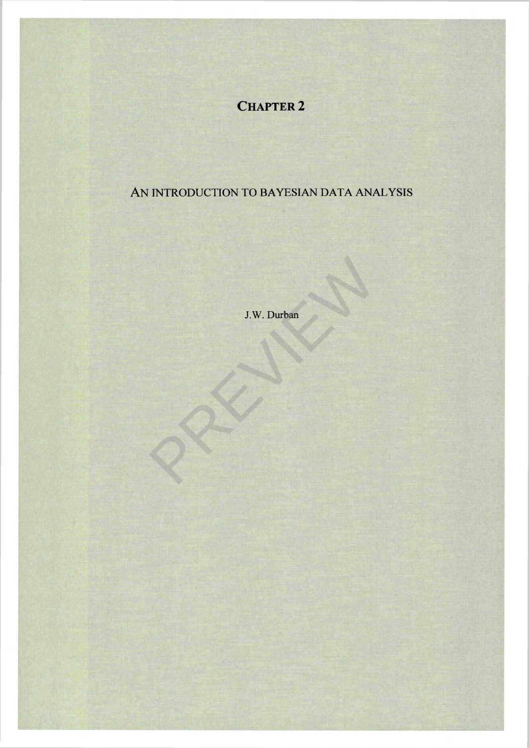# CHAPTER 2

## AN INTRODUCTION TO BAYESIAN DATA ANALYSIS

J.W. Durban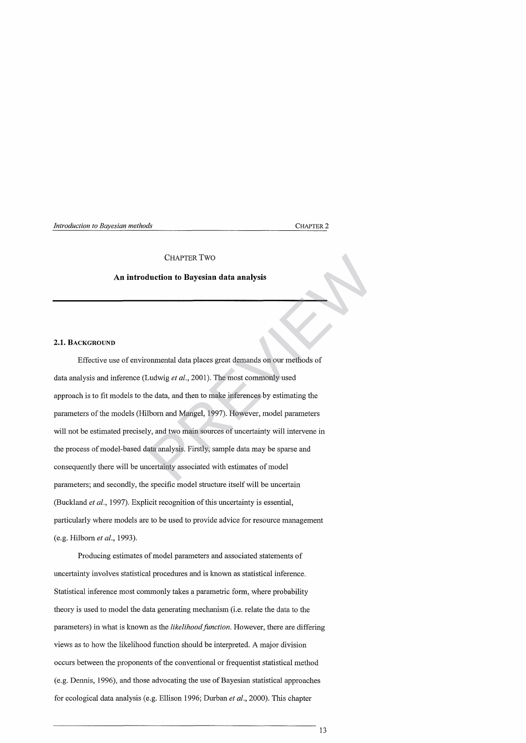# CHAPTER TWO

## An introduction to Bayesian data analysis

### 2.1. BACKGROUND

Effective use of environmental data places great demands on our methods of data analysis and inference (Ludwig *et al.*, 2001). The most commonly used approach is to fit models to the data, and then to make inferences by estimating the parameters of the models (Hilborn and Mangel, 1997). However, model parameters will not be estimated precisely, and two main sources of uncertainty will intervene in the process of model-based data analysis. Firstly, sample data may be sparse and consequently there will be uncertainty associated with estimates of model parameters; and secondly, the specific model structure itself will be uncertain (Buckland *et al.*, 1997). Explicit recognition of this uncertainty is essential, particularly where models are to be used to provide advice for resource management (e.g. Hilborn *et al.*, 1993).

Producing estimates of model parameters and associated statements of uncertainty involves statistical procedures and is known as statistical inference. Statistical inference most commonly takes a parametric form, where probability theory is used to model the data generating mechanism (i.e. relate the data to the parameters) in what is known as the *likelihood function*. However, there are differing views as to how the likelihood function should be interpreted. A major division occurs between the proponents of the conventional or frequentist statistical method (e.g. Dennis, 1996), and those advocating the use of Bayesian statistical approaches for ecological data analysis (e.g. Ellison 1996; Durban *et al.*, 2000). This chapter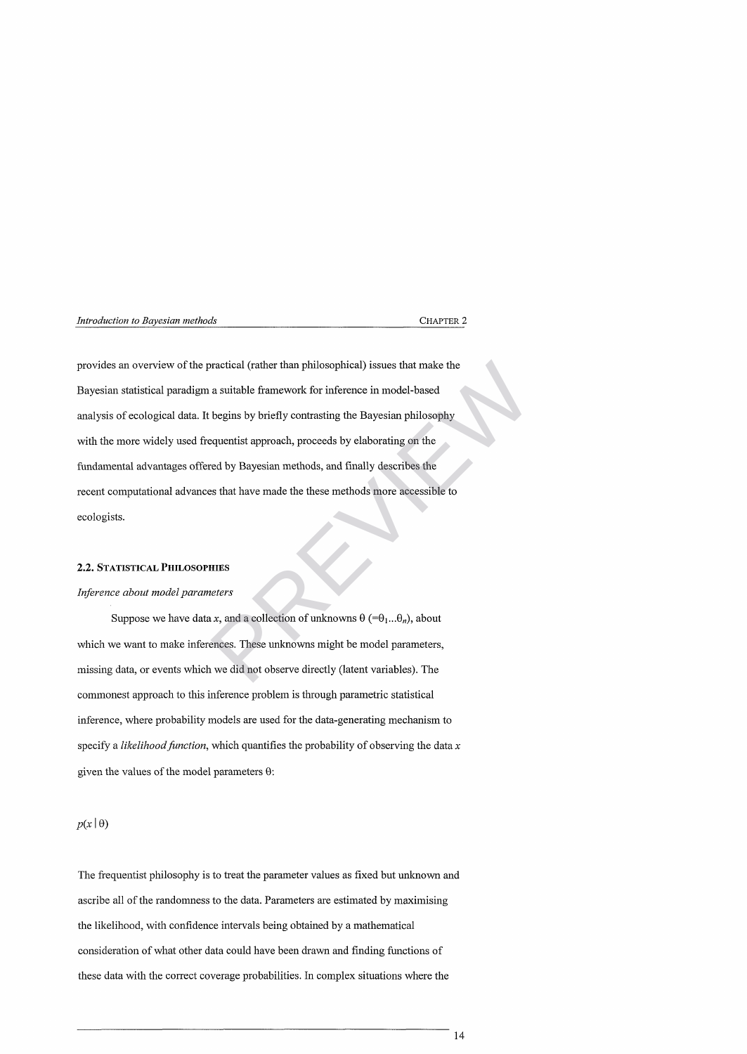provides an overview of the practical (rather than philosophical) issues that make the Bayesian statistical paradigm a suitable framework for inference in model-based analysis of ecological data. It begins by briefly contrasting the Bayesian philosophy with the more widely used frequentist approach, proceeds by elaborating on the fundamental advantages offered by Bayesian methods, and finally describes the recent computational advances that have made the these methods more accessible to ecologists.

## 2.2. Statistical Philosophies

*Inference about model parameters*

Suppose we have data $x$, and a collection of unknowns $\theta$ ($=\theta_1 \ldots \theta_n$), about which we want to make inferences. These unknowns might be model parameters, missing data, or events which we did not observe directly (latent variables). The commonest approach to this inference problem is through parametric statistical inference, where probability models are used for the data-generating mechanism to specify a *likelihood function*, which quantifies the probability of observing the data $x$ given the values of the model parameters $\theta$:

$$p(x \mid \theta)$$

The frequentist philosophy is to treat the parameter values as fixed but unknown and ascribe all of the randomness to the data. Parameters are estimated by maximising the likelihood, with confidence intervals being obtained by a mathematical consideration of what other data could have been drawn and finding functions of these data with the correct coverage probabilities. In complex situations where the